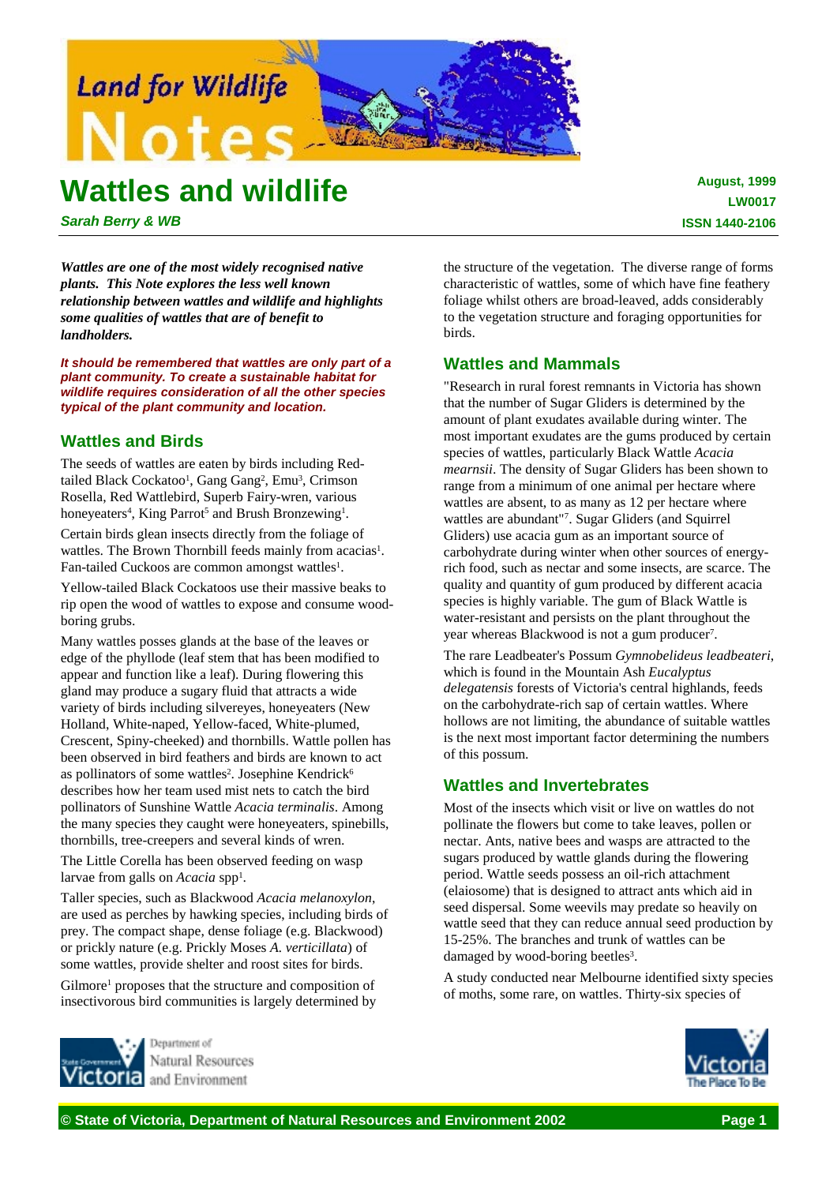# Wattles and wildlife

***Sarah Berry & WB***

**August, 1999**
**LW0017**
**ISSN 1440-2106**

***Wattles are one of the most widely recognised native plants. This Note explores the less well known relationship between wattles and wildlife and highlights some qualities of wattles that are of benefit to landholders.***

***It should be remembered that wattles are only part of a plant community. To create a sustainable habitat for wildlife requires consideration of all the other species typical of the plant community and location.***

## Wattles and Birds

The seeds of wattles are eaten by birds including Red-tailed Black Cockatoo[1], Gang Gang[2], Emu[3], Crimson Rosella, Red Wattlebird, Superb Fairy-wren, various honeyeaters[4], King Parrot[5] and Brush Bronzewing[1].

Certain birds glean insects directly from the foliage of wattles. The Brown Thornbill feeds mainly from acacias[1]. Fan-tailed Cuckoos are common amongst wattles[1].

Yellow-tailed Black Cockatoos use their massive beaks to rip open the wood of wattles to expose and consume wood-boring grubs.

Many wattles posses glands at the base of the leaves or edge of the phyllode (leaf stem that has been modified to appear and function like a leaf). During flowering this gland may produce a sugary fluid that attracts a wide variety of birds including silvereyes, honeyeaters (New Holland, White-naped, Yellow-faced, White-plumed, Crescent, Spiny-cheeked) and thornbills. Wattle pollen has been observed in bird feathers and birds are known to act as pollinators of some wattles[2]. Josephine Kendrick[6] describes how her team used mist nets to catch the bird pollinators of Sunshine Wattle *Acacia terminalis*. Among the many species they caught were honeyeaters, spinebills, thornbills, tree-creepers and several kinds of wren.

The Little Corella has been observed feeding on wasp larvae from galls on *Acacia* spp[1].

Taller species, such as Blackwood *Acacia melanoxylon*, are used as perches by hawking species, including birds of prey. The compact shape, dense foliage (e.g. Blackwood) or prickly nature (e.g. Prickly Moses *A. verticillata*) of some wattles, provide shelter and roost sites for birds.

Gilmore[1] proposes that the structure and composition of insectivorous bird communities is largely determined by the structure of the vegetation. The diverse range of forms characteristic of wattles, some of which have fine feathery foliage whilst others are broad-leaved, adds considerably to the vegetation structure and foraging opportunities for birds.

## Wattles and Mammals

"Research in rural forest remnants in Victoria has shown that the number of Sugar Gliders is determined by the amount of plant exudates available during winter. The most important exudates are the gums produced by certain species of wattles, particularly Black Wattle *Acacia mearnsii*. The density of Sugar Gliders has been shown to range from a minimum of one animal per hectare where wattles are absent, to as many as 12 per hectare where wattles are abundant"[7]. Sugar Gliders (and Squirrel Gliders) use acacia gum as an important source of carbohydrate during winter when other sources of energy-rich food, such as nectar and some insects, are scarce. The quality and quantity of gum produced by different acacia species is highly variable. The gum of Black Wattle is water-resistant and persists on the plant throughout the year whereas Blackwood is not a gum producer[7].

The rare Leadbeater's Possum *Gymnobelideus leadbeateri*, which is found in the Mountain Ash *Eucalyptus delegatensis* forests of Victoria's central highlands, feeds on the carbohydrate-rich sap of certain wattles. Where hollows are not limiting, the abundance of suitable wattles is the next most important factor determining the numbers of this possum.

## Wattles and Invertebrates

Most of the insects which visit or live on wattles do not pollinate the flowers but come to take leaves, pollen or nectar. Ants, native bees and wasps are attracted to the sugars produced by wattle glands during the flowering period. Wattle seeds possess an oil-rich attachment (elaiosome) that is designed to attract ants which aid in seed dispersal. Some weevils may predate so heavily on wattle seed that they can reduce annual seed production by 15-25%. The branches and trunk of wattles can be damaged by wood-boring beetles[3].

A study conducted near Melbourne identified sixty species of moths, some rare, on wattles. Thirty-six species of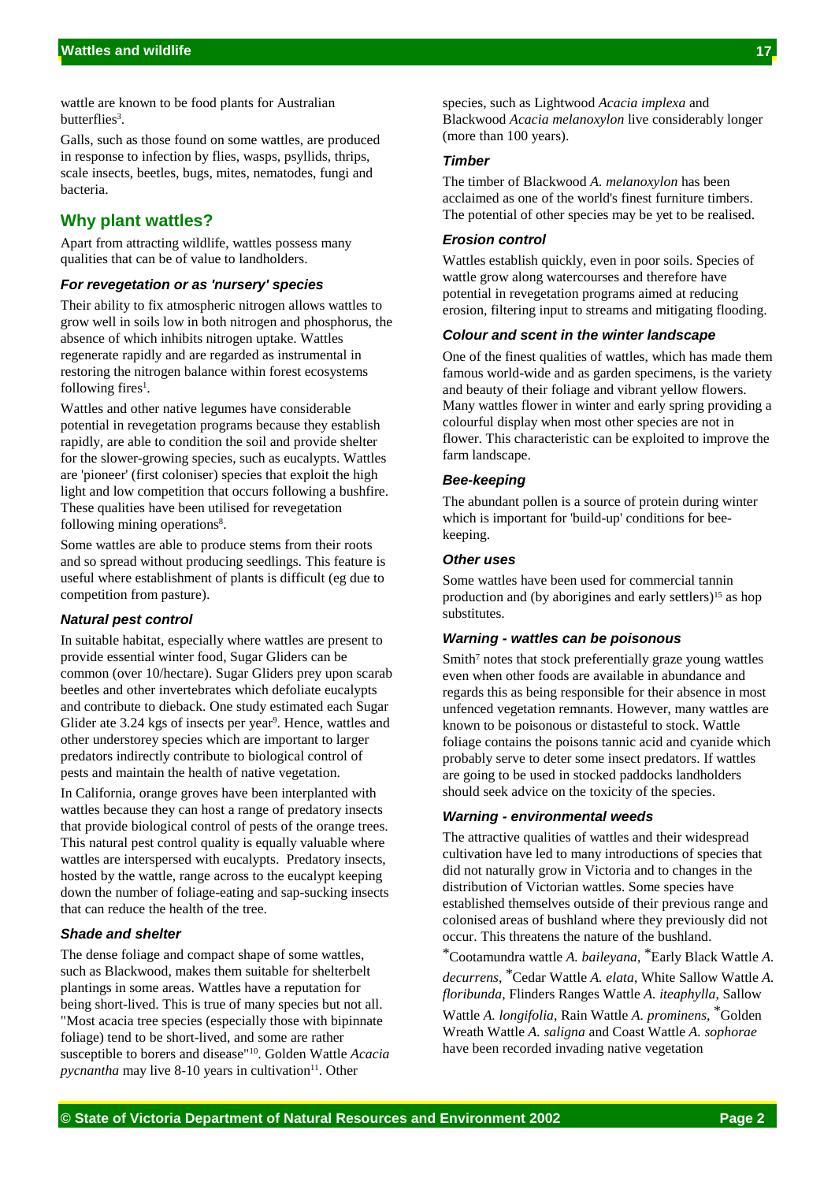wattle are known to be food plants for Australian butterflies[3].

Galls, such as those found on some wattles, are produced in response to infection by flies, wasps, psyllids, thrips, scale insects, beetles, bugs, mites, nematodes, fungi and bacteria.

## Why plant wattles?

Apart from attracting wildlife, wattles possess many qualities that can be of value to landholders.

### *For revegetation or as 'nursery' species*

Their ability to fix atmospheric nitrogen allows wattles to grow well in soils low in both nitrogen and phosphorus, the absence of which inhibits nitrogen uptake. Wattles regenerate rapidly and are regarded as instrumental in restoring the nitrogen balance within forest ecosystems following fires[1].

Wattles and other native legumes have considerable potential in revegetation programs because they establish rapidly, are able to condition the soil and provide shelter for the slower-growing species, such as eucalypts. Wattles are 'pioneer' (first coloniser) species that exploit the high light and low competition that occurs following a bushfire. These qualities have been utilised for revegetation following mining operations[8].

Some wattles are able to produce stems from their roots and so spread without producing seedlings. This feature is useful where establishment of plants is difficult (eg due to competition from pasture).

### *Natural pest control*

In suitable habitat, especially where wattles are present to provide essential winter food, Sugar Gliders can be common (over 10/hectare). Sugar Gliders prey upon scarab beetles and other invertebrates which defoliate eucalypts and contribute to dieback. One study estimated each Sugar Glider ate 3.24 kgs of insects per year[9]. Hence, wattles and other understorey species which are important to larger predators indirectly contribute to biological control of pests and maintain the health of native vegetation.

In California, orange groves have been interplanted with wattles because they can host a range of predatory insects that provide biological control of pests of the orange trees. This natural pest control quality is equally valuable where wattles are interspersed with eucalypts. Predatory insects, hosted by the wattle, range across to the eucalypt keeping down the number of foliage-eating and sap-sucking insects that can reduce the health of the tree.

### *Shade and shelter*

The dense foliage and compact shape of some wattles, such as Blackwood, makes them suitable for shelterbelt plantings in some areas. Wattles have a reputation for being short-lived. This is true of many species but not all. "Most acacia tree species (especially those with bipinnate foliage) tend to be short-lived, and some are rather susceptible to borers and disease"[10]. Golden Wattle *Acacia pycnantha* may live 8-10 years in cultivation[11]. Other species, such as Lightwood *Acacia implexa* and Blackwood *Acacia melanoxylon* live considerably longer (more than 100 years).

### *Timber*

The timber of Blackwood *A. melanoxylon* has been acclaimed as one of the world's finest furniture timbers. The potential of other species may be yet to be realised.

### *Erosion control*

Wattles establish quickly, even in poor soils. Species of wattle grow along watercourses and therefore have potential in revegetation programs aimed at reducing erosion, filtering input to streams and mitigating flooding.

### *Colour and scent in the winter landscape*

One of the finest qualities of wattles, which has made them famous world-wide and as garden specimens, is the variety and beauty of their foliage and vibrant yellow flowers. Many wattles flower in winter and early spring providing a colourful display when most other species are not in flower. This characteristic can be exploited to improve the farm landscape.

### *Bee-keeping*

The abundant pollen is a source of protein during winter which is important for 'build-up' conditions for bee-keeping.

### *Other uses*

Some wattles have been used for commercial tannin production and (by aborigines and early settlers)[15] as hop substitutes.

### *Warning - wattles can be poisonous*

Smith[7] notes that stock preferentially graze young wattles even when other foods are available in abundance and regards this as being responsible for their absence in most unfenced vegetation remnants. However, many wattles are known to be poisonous or distasteful to stock. Wattle foliage contains the poisons tannic acid and cyanide which probably serve to deter some insect predators. If wattles are going to be used in stocked paddocks landholders should seek advice on the toxicity of the species.

### *Warning - environmental weeds*

The attractive qualities of wattles and their widespread cultivation have led to many introductions of species that did not naturally grow in Victoria and to changes in the distribution of Victorian wattles. Some species have established themselves outside of their previous range and colonised areas of bushland where they previously did not occur. This threatens the nature of the bushland.

*Cootamundra wattle *A. baileyana*, *Early Black Wattle *A. decurrens*, *Cedar Wattle *A. elata*, White Sallow Wattle *A. floribunda*, Flinders Ranges Wattle *A. iteaphylla*, Sallow Wattle *A. longifolia*, Rain Wattle *A. prominens*, *Golden Wreath Wattle *A. saligna* and Coast Wattle *A. sophorae* have been recorded invading native vegetation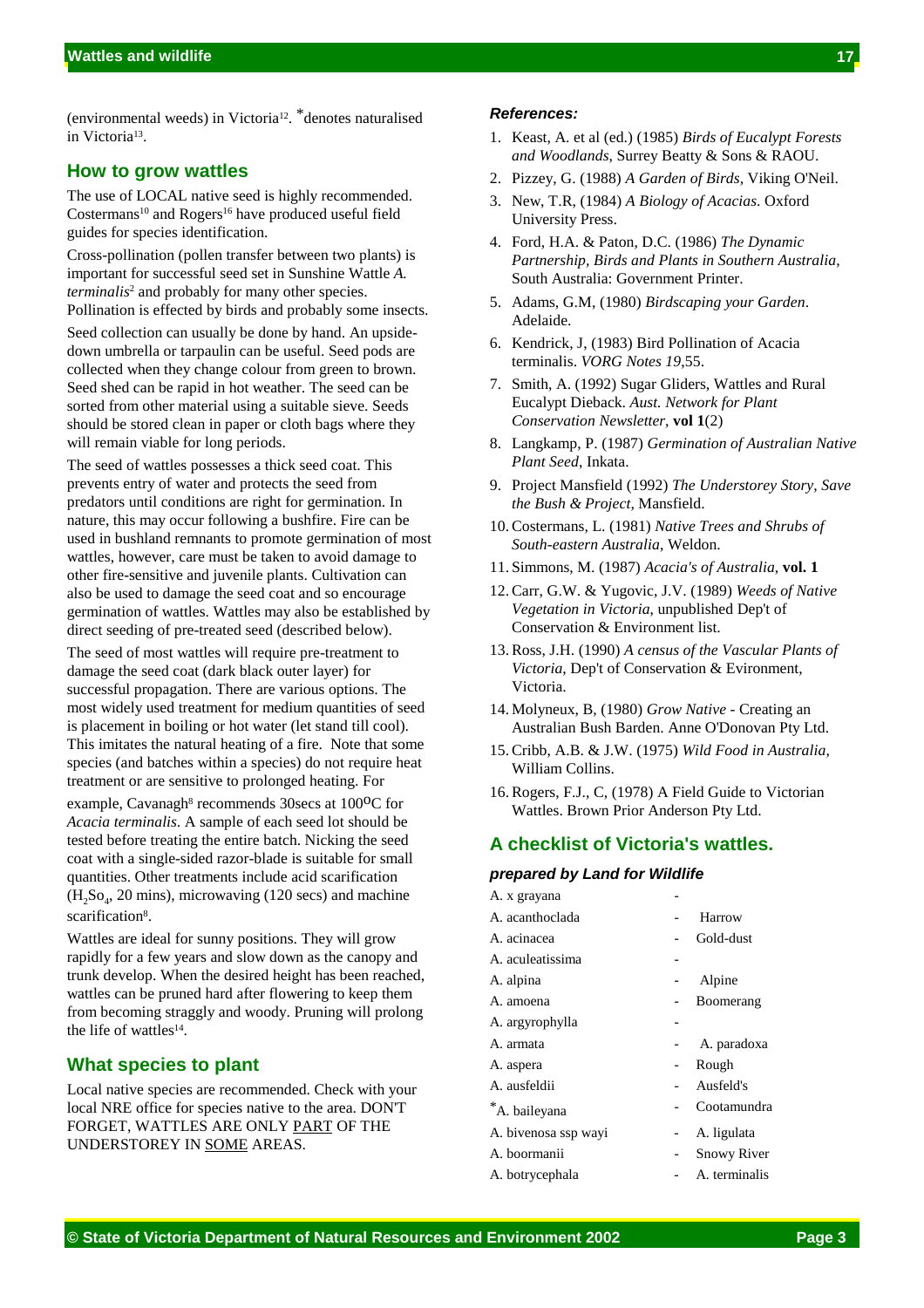(environmental weeds) in Victoria[12]. *denotes naturalised in Victoria[13].

## How to grow wattles

The use of LOCAL native seed is highly recommended. Costermans[10] and Rogers[16] have produced useful field guides for species identification.

Cross-pollination (pollen transfer between two plants) is important for successful seed set in Sunshine Wattle *A. terminalis*[2] and probably for many other species. Pollination is effected by birds and probably some insects.

Seed collection can usually be done by hand. An upside-down umbrella or tarpaulin can be useful. Seed pods are collected when they change colour from green to brown. Seed shed can be rapid in hot weather. The seed can be sorted from other material using a suitable sieve. Seeds should be stored clean in paper or cloth bags where they will remain viable for long periods.

The seed of wattles possesses a thick seed coat. This prevents entry of water and protects the seed from predators until conditions are right for germination. In nature, this may occur following a bushfire. Fire can be used in bushland remnants to promote germination of most wattles, however, care must be taken to avoid damage to other fire-sensitive and juvenile plants. Cultivation can also be used to damage the seed coat and so encourage germination of wattles. Wattles may also be established by direct seeding of pre-treated seed (described below).

The seed of most wattles will require pre-treatment to damage the seed coat (dark black outer layer) for successful propagation. There are various options. The most widely used treatment for medium quantities of seed is placement in boiling or hot water (let stand till cool). This imitates the natural heating of a fire. Note that some species (and batches within a species) do not require heat treatment or are sensitive to prolonged heating. For example, Cavanagh[8] recommends 30secs at 100$^{o}$C for *Acacia terminalis*. A sample of each seed lot should be tested before treating the entire batch. Nicking the seed coat with a single-sided razor-blade is suitable for small quantities. Other treatments include acid scarification ($H_2So_4$, 20 mins), microwaving (120 secs) and machine scarification[8].

Wattles are ideal for sunny positions. They will grow rapidly for a few years and slow down as the canopy and trunk develop. When the desired height has been reached, wattles can be pruned hard after flowering to keep them from becoming straggly and woody. Pruning will prolong the life of wattles[14].

## What species to plant

Local native species are recommended. Check with your local NRE office for species native to the area. DON'T FORGET, WATTLES ARE ONLY PART OF THE UNDERSTOREY IN SOME AREAS.

***References:***

1. Keast, A. et al (ed.) (1985) *Birds of Eucalypt Forests and Woodlands*, Surrey Beatty & Sons & RAOU.
2. Pizzey, G. (1988) *A Garden of Birds*, Viking O'Neil.
3. New, T.R, (1984) *A Biology of Acacias*. Oxford University Press.
4. Ford, H.A. & Paton, D.C. (1986) *The Dynamic Partnership, Birds and Plants in Southern Australia*, South Australia: Government Printer.
5. Adams, G.M, (1980) *Birdscaping your Garden*. Adelaide.
6. Kendrick, J, (1983) Bird Pollination of Acacia terminalis. *VORG Notes 19*,55.
7. Smith, A. (1992) Sugar Gliders, Wattles and Rural Eucalypt Dieback. *Aust. Network for Plant Conservation Newsletter*, **vol 1**(2)
8. Langkamp, P. (1987) *Germination of Australian Native Plant Seed*, Inkata.
9. Project Mansfield (1992) *The Understorey Story, Save the Bush & Project*, Mansfield.
10. Costermans, L. (1981) *Native Trees and Shrubs of South-eastern Australia*, Weldon.
11. Simmons, M. (1987) *Acacia's of Australia*, **vol. 1**
12. Carr, G.W. & Yugovic, J.V. (1989) *Weeds of Native Vegetation in Victoria*, unpublished Dep't of Conservation & Environment list.
13. Ross, J.H. (1990) *A census of the Vascular Plants of Victoria*, Dep't of Conservation & Evironment, Victoria.
14. Molyneux, B, (1980) *Grow Native* - Creating an Australian Bush Barden. Anne O'Donovan Pty Ltd.
15. Cribb, A.B. & J.W. (1975) *Wild Food in Australia*, William Collins.
16. Rogers, F.J., C, (1978) A Field Guide to Victorian Wattles. Brown Prior Anderson Pty Ltd.

## A checklist of Victoria's wattles.

***prepared by Land for Wildlife***

| | | |
|---|---|---|
| A. x grayana | - | |
| A. acanthoclada | - | Harrow |
| A. acinacea | - | Gold-dust |
| A. aculeatissima | - | |
| A. alpina | - | Alpine |
| A. amoena | - | Boomerang |
| A. argyrophylla | - | |
| A. armata | - | A. paradoxa |
| A. aspera | - | Rough |
| A. ausfeldii | - | Ausfeld's |
| *A. baileyana | - | Cootamundra |
| A. bivenosa ssp wayi | - | A. ligulata |
| A. boormanii | - | Snowy River |
| A. botrycephala | - | A. terminalis |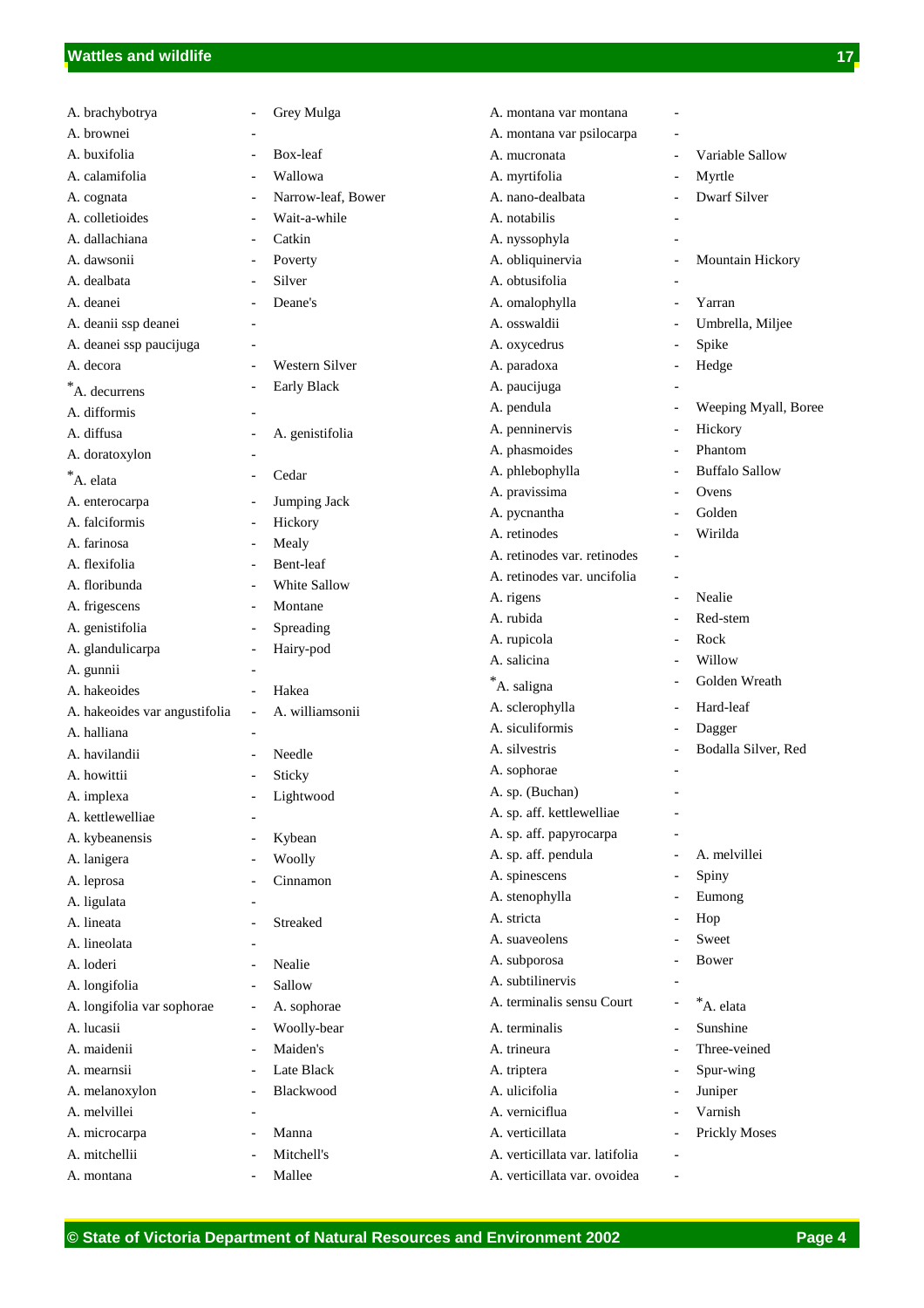| Species | | Common name |
|---|---|---|
| A. brachybotrya | - | Grey Mulga |
| A. brownei | - | |
| A. buxifolia | - | Box-leaf |
| A. calamifolia | - | Wallowa |
| A. cognata | - | Narrow-leaf, Bower |
| A. colletioides | - | Wait-a-while |
| A. dallachiana | - | Catkin |
| A. dawsonii | - | Poverty |
| A. dealbata | - | Silver |
| A. deanei | - | Deane's |
| A. deanii ssp deanei | - | |
| A. deanei ssp paucijuga | - | |
| A. decora | - | Western Silver |
| *A. decurrens | - | Early Black |
| A. difformis | - | |
| A. diffusa | - | A. genistifolia |
| A. doratoxylon | - | |
| *A. elata | - | Cedar |
| A. enterocarpa | - | Jumping Jack |
| A. falciformis | - | Hickory |
| A. farinosa | - | Mealy |
| A. flexifolia | - | Bent-leaf |
| A. floribunda | - | White Sallow |
| A. frigescens | - | Montane |
| A. genistifolia | - | Spreading |
| A. glandulicarpa | - | Hairy-pod |
| A. gunnii | - | |
| A. hakeoides | - | Hakea |
| A. hakeoides var angustifolia | - | A. williamsonii |
| A. halliana | - | |
| A. havilandii | - | Needle |
| A. howittii | - | Sticky |
| A. implexa | - | Lightwood |
| A. kettlewelliae | - | |
| A. kybeanensis | - | Kybean |
| A. lanigera | - | Woolly |
| A. leprosa | - | Cinnamon |
| A. ligulata | - | |
| A. lineata | - | Streaked |
| A. lineolata | - | |
| A. loderi | - | Nealie |
| A. longifolia | - | Sallow |
| A. longifolia var sophorae | - | A. sophorae |
| A. lucasii | - | Woolly-bear |
| A. maidenii | - | Maiden's |
| A. mearnsii | - | Late Black |
| A. melanoxylon | - | Blackwood |
| A. melvillei | - | |
| A. microcarpa | - | Manna |
| A. mitchellii | - | Mitchell's |
| A. montana | - | Mallee |
| A. montana var montana | - | |
| A. montana var psilocarpa | - | |
| A. mucronata | - | Variable Sallow |
| A. myrtifolia | - | Myrtle |
| A. nano-dealbata | - | Dwarf Silver |
| A. notabilis | - | |
| A. nyssophyla | - | |
| A. obliquinervia | - | Mountain Hickory |
| A. obtusifolia | - | |
| A. omalophylla | - | Yarran |
| A. osswaldii | - | Umbrella, Miljee |
| A. oxycedrus | - | Spike |
| A. paradoxa | - | Hedge |
| A. paucijuga | - | |
| A. pendula | - | Weeping Myall, Boree |
| A. penninervis | - | Hickory |
| A. phasmoides | - | Phantom |
| A. phlebophylla | - | Buffalo Sallow |
| A. pravissima | - | Ovens |
| A. pycnantha | - | Golden |
| A. retinodes | - | Wirilda |
| A. retinodes var. retinodes | - | |
| A. retinodes var. uncifolia | - | |
| A. rigens | - | Nealie |
| A. rubida | - | Red-stem |
| A. rupicola | - | Rock |
| A. salicina | - | Willow |
| *A. saligna | - | Golden Wreath |
| A. sclerophylla | - | Hard-leaf |
| A. siculiformis | - | Dagger |
| A. silvestris | - | Bodalla Silver, Red |
| A. sophorae | - | |
| A. sp. (Buchan) | - | |
| A. sp. aff. kettlewelliae | - | |
| A. sp. aff. papyrocarpa | - | |
| A. sp. aff. pendula | - | A. melvillei |
| A. spinescens | - | Spiny |
| A. stenophylla | - | Eumong |
| A. stricta | - | Hop |
| A. suaveolens | - | Sweet |
| A. subporosa | - | Bower |
| A. subtilinervis | - | |
| A. terminalis sensu Court | - | *A. elata |
| A. terminalis | - | Sunshine |
| A. trineura | - | Three-veined |
| A. triptera | - | Spur-wing |
| A. ulicifolia | - | Juniper |
| A. verniciflua | - | Varnish |
| A. verticillata | - | Prickly Moses |
| A. verticillata var. latifolia | - | |
| A. verticillata var. ovoidea | - | |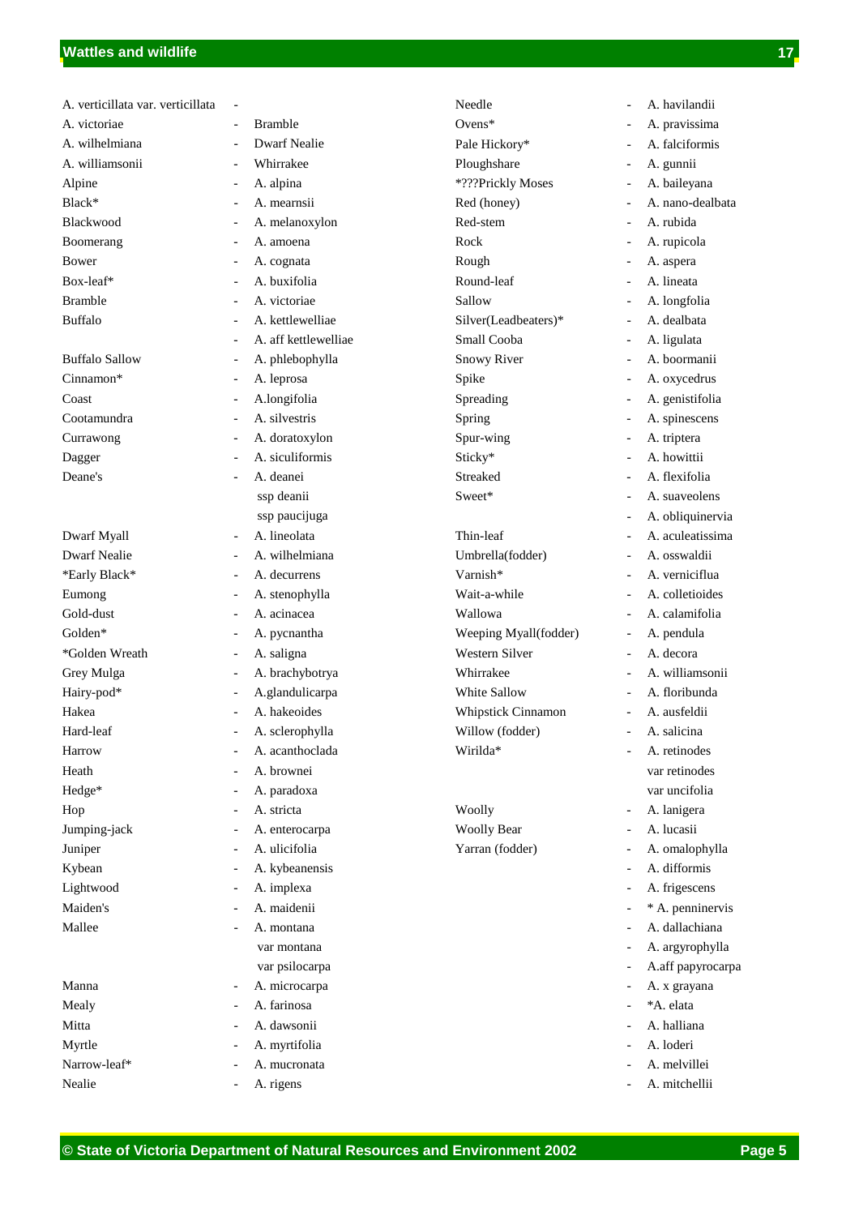| | | |
|---|---|---|
| A. verticillata var. verticillata | - | |
| A. victoriae | - | Bramble |
| A. wilhelmiana | - | Dwarf Nealie |
| A. williamsonii | - | Whirrakee |
| Alpine | - | A. alpina |
| Black* | - | A. mearnsii |
| Blackwood | - | A. melanoxylon |
| Boomerang | - | A. amoena |
| Bower | - | A. cognata |
| Box-leaf* | - | A. buxifolia |
| Bramble | - | A. victoriae |
| Buffalo | - | A. kettlewelliae |
| | - | A. aff kettlewelliae |
| Buffalo Sallow | - | A. phlebophylla |
| Cinnamon* | - | A. leprosa |
| Coast | - | A.longifolia |
| Cootamundra | - | A. silvestris |
| Currawong | - | A. doratoxylon |
| Dagger | - | A. siculiformis |
| Deane's | - | A. deanei |
| | | ssp deanii |
| | | ssp paucijuga |
| Dwarf Myall | - | A. lineolata |
| Dwarf Nealie | - | A. wilhelmiana |
| *Early Black* | - | A. decurrens |
| Eumong | - | A. stenophylla |
| Gold-dust | - | A. acinacea |
| Golden* | - | A. pycnantha |
| *Golden Wreath | - | A. saligna |
| Grey Mulga | - | A. brachybotrya |
| Hairy-pod* | - | A.glandulicarpa |
| Hakea | - | A. hakeoides |
| Hard-leaf | - | A. sclerophylla |
| Harrow | - | A. acanthoclada |
| Heath | - | A. brownei |
| Hedge* | - | A. paradoxa |
| Hop | - | A. stricta |
| Jumping-jack | - | A. enterocarpa |
| Juniper | - | A. ulicifolia |
| Kybean | - | A. kybeanensis |
| Lightwood | - | A. implexa |
| Maiden's | - | A. maidenii |
| Mallee | - | A. montana |
| | | var montana |
| | | var psilocarpa |
| Manna | - | A. microcarpa |
| Mealy | - | A. farinosa |
| Mitta | - | A. dawsonii |
| Myrtle | - | A. myrtifolia |
| Narrow-leaf* | - | A. mucronata |
| Nealie | - | A. rigens |

| | | |
|---|---|---|
| Needle | - | A. havilandii |
| Ovens* | - | A. pravissima |
| Pale Hickory* | - | A. falciformis |
| Ploughshare | - | A. gunnii |
| *???Prickly Moses | - | A. baileyana |
| Red (honey) | - | A. nano-dealbata |
| Red-stem | - | A. rubida |
| Rock | - | A. rupicola |
| Rough | - | A. aspera |
| Round-leaf | - | A. lineata |
| Sallow | - | A. longfolia |
| Silver(Leadbeaters)* | - | A. dealbata |
| Small Cooba | - | A. ligulata |
| Snowy River | - | A. boormanii |
| Spike | - | A. oxycedrus |
| Spreading | - | A. genistifolia |
| Spring | - | A. spinescens |
| Spur-wing | - | A. triptera |
| Sticky* | - | A. howittii |
| Streaked | - | A. flexifolia |
| Sweet* | - | A. suaveolens |
| | - | A. obliquinervia |
| Thin-leaf | - | A. aculeatissima |
| Umbrella(fodder) | - | A. osswaldii |
| Varnish* | - | A. verniciflua |
| Wait-a-while | - | A. colletioides |
| Wallowa | - | A. calamifolia |
| Weeping Myall(fodder) | - | A. pendula |
| Western Silver | - | A. decora |
| Whirrakee | - | A. williamsonii |
| White Sallow | - | A. floribunda |
| Whipstick Cinnamon | - | A. ausfeldii |
| Willow (fodder) | - | A. salicina |
| Wirilda* | - | A. retinodes |
| | | var retinodes |
| | | var uncifolia |
| Woolly | - | A. lanigera |
| Woolly Bear | - | A. lucasii |
| Yarran (fodder) | - | A. omalophylla |
| | - | A. difformis |
| | - | A. frigescens |
| | - | * A. penninervis |
| | - | A. dallachiana |
| | - | A. argyrophylla |
| | - | A.aff papyrocarpa |
| | - | A. x grayana |
| | - | *A. elata |
| | - | A. halliana |
| | - | A. loderi |
| | - | A. melvillei |
| | - | A. mitchellii |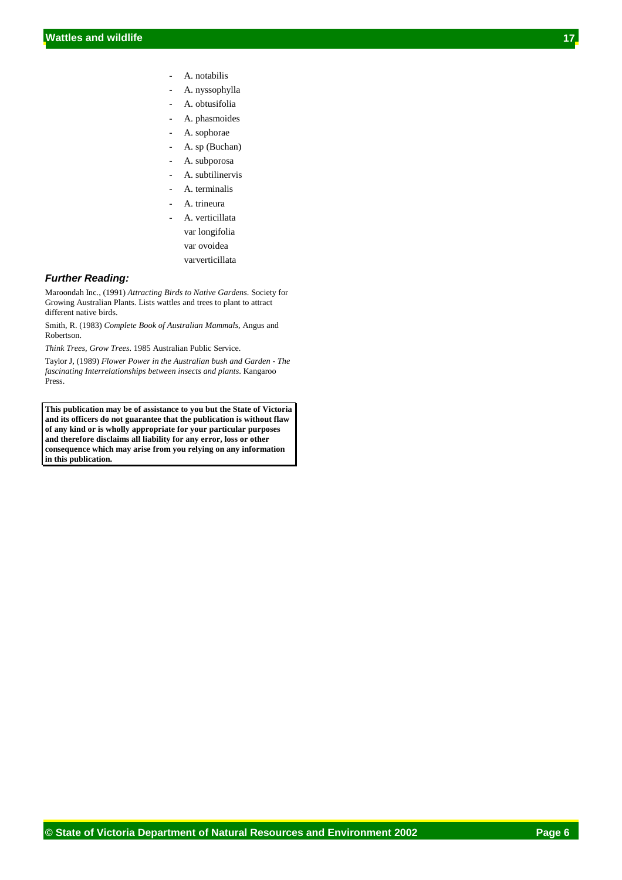- A. notabilis
- A. nyssophylla
- A. obtusifolia
- A. phasmoides
- A. sophorae
- A. sp (Buchan)
- A. subporosa
- A. subtilinervis
- A. terminalis
- A. trineura
- A. verticillata
  var longifolia
  var ovoidea
  varverticillata

### *Further Reading:*

Maroondah Inc., (1991) *Attracting Birds to Native Gardens*. Society for Growing Australian Plants. Lists wattles and trees to plant to attract different native birds.

Smith, R. (1983) *Complete Book of Australian Mammals*, Angus and Robertson.

*Think Trees, Grow Trees*. 1985 Australian Public Service.

Taylor J, (1989) *Flower Power in the Australian bush and Garden - The fascinating Interrelationships between insects and plants*. Kangaroo Press.

**This publication may be of assistance to you but the State of Victoria and its officers do not guarantee that the publication is without flaw of any kind or is wholly appropriate for your particular purposes and therefore disclaims all liability for any error, loss or other consequence which may arise from you relying on any information in this publication.**